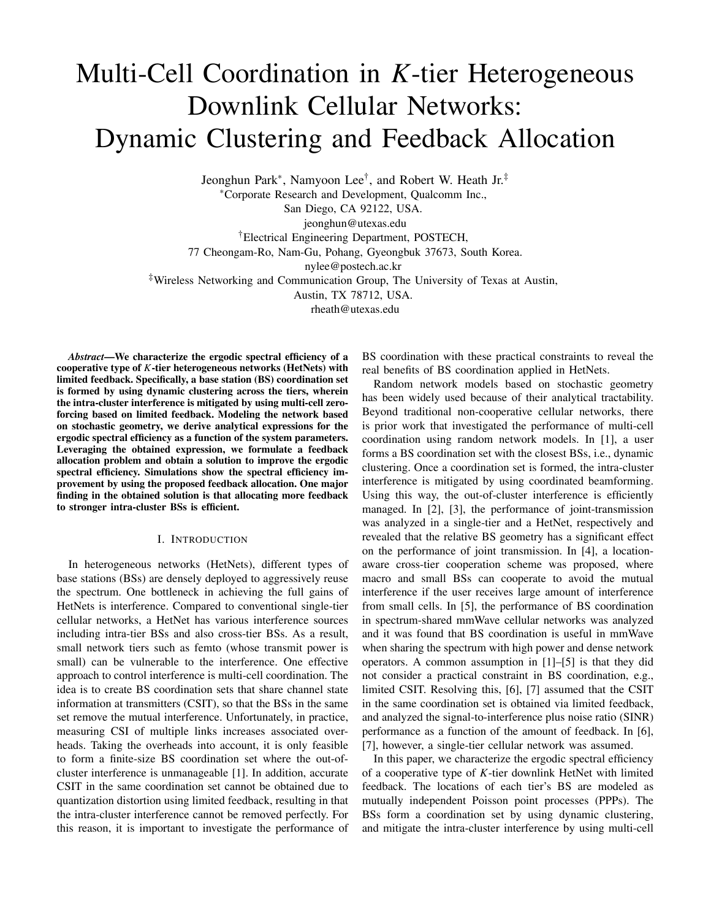# Multi-Cell Coordination in $K$-tier Heterogeneous Downlink Cellular Networks: Dynamic Clustering and Feedback Allocation

Jeonghun Park*, Namyoon Lee†, and Robert W. Heath Jr.‡

*Corporate Research and Development, Qualcomm Inc.,
San Diego, CA 92122, USA.
jeonghun@utexas.edu

†Electrical Engineering Department, POSTECH,
77 Cheongam-Ro, Nam-Gu, Pohang, Gyeongbuk 37673, South Korea.
nylee@postech.ac.kr

‡Wireless Networking and Communication Group, The University of Texas at Austin,
Austin, TX 78712, USA.
rheath@utexas.edu

***Abstract*—We characterize the ergodic spectral efficiency of a cooperative type of $K$-tier heterogeneous networks (HetNets) with limited feedback. Specifically, a base station (BS) coordination set is formed by using dynamic clustering across the tiers, wherein the intra-cluster interference is mitigated by using multi-cell zero-forcing based on limited feedback. Modeling the network based on stochastic geometry, we derive analytical expressions for the ergodic spectral efficiency as a function of the system parameters. Leveraging the obtained expression, we formulate a feedback allocation problem and obtain a solution to improve the ergodic spectral efficiency. Simulations show the spectral efficiency improvement by using the proposed feedback allocation. One major finding in the obtained solution is that allocating more feedback to stronger intra-cluster BSs is efficient.**

## I. Introduction

In heterogeneous networks (HetNets), different types of base stations (BSs) are densely deployed to aggressively reuse the spectrum. One bottleneck in achieving the full gains of HetNets is interference. Compared to conventional single-tier cellular networks, a HetNet has various interference sources including intra-tier BSs and also cross-tier BSs. As a result, small network tiers such as femto (whose transmit power is small) can be vulnerable to the interference. One effective approach to control interference is multi-cell coordination. The idea is to create BS coordination sets that share channel state information at transmitters (CSIT), so that the BSs in the same set remove the mutual interference. Unfortunately, in practice, measuring CSI of multiple links increases associated overheads. Taking the overheads into account, it is only feasible to form a finite-size BS coordination set where the out-of-cluster interference is unmanageable [1]. In addition, accurate CSIT in the same coordination set cannot be obtained due to quantization distortion using limited feedback, resulting in that the intra-cluster interference cannot be removed perfectly. For this reason, it is important to investigate the performance of BS coordination with these practical constraints to reveal the real benefits of BS coordination applied in HetNets.

Random network models based on stochastic geometry has been widely used because of their analytical tractability. Beyond traditional non-cooperative cellular networks, there is prior work that investigated the performance of multi-cell coordination using random network models. In [1], a user forms a BS coordination set with the closest BSs, i.e., dynamic clustering. Once a coordination set is formed, the intra-cluster interference is mitigated by using coordinated beamforming. Using this way, the out-of-cluster interference is efficiently managed. In [2], [3], the performance of joint-transmission was analyzed in a single-tier and a HetNet, respectively and revealed that the relative BS geometry has a significant effect on the performance of joint transmission. In [4], a location-aware cross-tier cooperation scheme was proposed, where macro and small BSs can cooperate to avoid the mutual interference if the user receives large amount of interference from small cells. In [5], the performance of BS coordination in spectrum-shared mmWave cellular networks was analyzed and it was found that BS coordination is useful in mmWave when sharing the spectrum with high power and dense network operators. A common assumption in [1]–[5] is that they did not consider a practical constraint in BS coordination, e.g., limited CSIT. Resolving this, [6], [7] assumed that the CSIT in the same coordination set is obtained via limited feedback, and analyzed the signal-to-interference plus noise ratio (SINR) performance as a function of the amount of feedback. In [6], [7], however, a single-tier cellular network was assumed.

In this paper, we characterize the ergodic spectral efficiency of a cooperative type of $K$-tier downlink HetNet with limited feedback. The locations of each tier's BS are modeled as mutually independent Poisson point processes (PPPs). The BSs form a coordination set by using dynamic clustering, and mitigate the intra-cluster interference by using multi-cell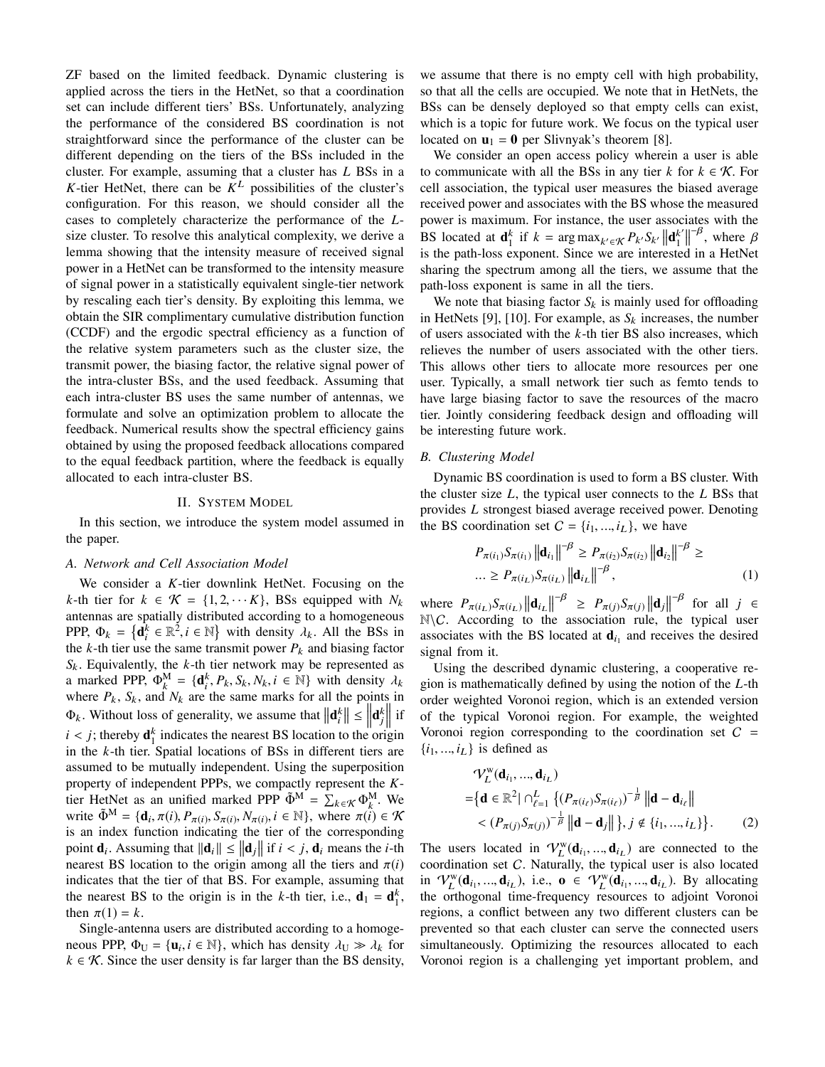ZF based on the limited feedback. Dynamic clustering is applied across the tiers in the HetNet, so that a coordination set can include different tiers' BSs. Unfortunately, analyzing the performance of the considered BS coordination is not straightforward since the performance of the cluster can be different depending on the tiers of the BSs included in the cluster. For example, assuming that a cluster has $L$ BSs in a $K$-tier HetNet, there can be $K^L$ possibilities of the cluster's configuration. For this reason, we should consider all the cases to completely characterize the performance of the $L$-size cluster. To resolve this analytical complexity, we derive a lemma showing that the intensity measure of received signal power in a HetNet can be transformed to the intensity measure of signal power in a statistically equivalent single-tier network by rescaling each tier's density. By exploiting this lemma, we obtain the SIR complimentary cumulative distribution function (CCDF) and the ergodic spectral efficiency as a function of the relative system parameters such as the cluster size, the transmit power, the biasing factor, the relative signal power of the intra-cluster BSs, and the used feedback. Assuming that each intra-cluster BS uses the same number of antennas, we formulate and solve an optimization problem to allocate the feedback. Numerical results show the spectral efficiency gains obtained by using the proposed feedback allocations compared to the equal feedback partition, where the feedback is equally allocated to each intra-cluster BS.

## II. System Model

In this section, we introduce the system model assumed in the paper.

### A. Network and Cell Association Model

We consider a $K$-tier downlink HetNet. Focusing on the $k$-th tier for $k \in \mathcal{K} = \{1, 2, \cdots K\}$, BSs equipped with $N_k$ antennas are spatially distributed according to a homogeneous PPP, $\Phi_k = \{\mathbf{d}_i^k \in \mathbb{R}^2, i \in \mathbb{N}\}$ with density $\lambda_k$. All the BSs in the $k$-th tier use the same transmit power $P_k$ and biasing factor $S_k$. Equivalently, the $k$-th tier network may be represented as a marked PPP, $\Phi_k^{\mathrm{M}} = \{\mathbf{d}_i^k, P_k, S_k, N_k, i \in \mathbb{N}\}$ with density $\lambda_k$ where $P_k$, $S_k$, and $N_k$ are the same marks for all the points in $\Phi_k$. Without loss of generality, we assume that $\|\mathbf{d}_i^k\| \leq \|\mathbf{d}_j^k\|$ if $i < j$; thereby $\mathbf{d}_1^k$ indicates the nearest BS location to the origin in the $k$-th tier. Spatial locations of BSs in different tiers are assumed to be mutually independent. Using the superposition property of independent PPPs, we compactly represent the $K$-tier HetNet as an unified marked PPP $\tilde{\Phi}^{\mathrm{M}} = \sum_{k \in \mathcal{K}} \Phi_k^{\mathrm{M}}$. We write $\tilde{\Phi}^{\mathrm{M}} = \{\mathbf{d}_i, \pi(i), P_{\pi(i)}, S_{\pi(i)}, N_{\pi(i)}, i \in \mathbb{N}\}$, where $\pi(i) \in \mathcal{K}$ is an index function indicating the tier of the corresponding point $\mathbf{d}_i$. Assuming that $\|\mathbf{d}_i\| \leq \|\mathbf{d}_j\|$ if $i < j$, $\mathbf{d}_i$ means the $i$-th nearest BS location to the origin among all the tiers and $\pi(i)$ indicates that the tier of that BS. For example, assuming that the nearest BS to the origin is in the $k$-th tier, i.e., $\mathbf{d}_1 = \mathbf{d}_1^k$, then $\pi(1) = k$.

Single-antenna users are distributed according to a homogeneous PPP, $\Phi_{\mathrm{U}} = \{\mathbf{u}_i, i \in \mathbb{N}\}$, which has density $\lambda_{\mathrm{U}} \gg \lambda_k$ for $k \in \mathcal{K}$. Since the user density is far larger than the BS density, we assume that there is no empty cell with high probability, so that all the cells are occupied. We note that in HetNets, the BSs can be densely deployed so that empty cells can exist, which is a topic for future work. We focus on the typical user located on $\mathbf{u}_1 = \mathbf{0}$ per Slivnyak's theorem [8].

We consider an open access policy wherein a user is able to communicate with all the BSs in any tier $k$ for $k \in \mathcal{K}$. For cell association, the typical user measures the biased average received power and associates with the BS whose the measured power is maximum. For instance, the user associates with the BS located at $\mathbf{d}_1^k$ if $k = \arg\max_{k' \in \mathcal{K}} P_{k'} S_{k'} \|\mathbf{d}_1^{k'}\|^{-\beta}$, where $\beta$ is the path-loss exponent. Since we are interested in a HetNet sharing the spectrum among all the tiers, we assume that the path-loss exponent is same in all the tiers.

We note that biasing factor $S_k$ is mainly used for offloading in HetNets [9], [10]. For example, as $S_k$ increases, the number of users associated with the $k$-th tier BS also increases, which relieves the number of users associated with the other tiers. This allows other tiers to allocate more resources per one user. Typically, a small network tier such as femto tends to have large biasing factor to save the resources of the macro tier. Jointly considering feedback design and offloading will be interesting future work.

### B. Clustering Model

Dynamic BS coordination is used to form a BS cluster. With the cluster size $L$, the typical user connects to the $L$ BSs that provides $L$ strongest biased average received power. Denoting the BS coordination set $\mathcal{C} = \{i_1, ..., i_L\}$, we have

$$
\begin{aligned}
& P_{\pi(i_1)} S_{\pi(i_1)} \|\mathbf{d}_{i_1}\|^{-\beta} \geq P_{\pi(i_2)} S_{\pi(i_2)} \|\mathbf{d}_{i_2}\|^{-\beta} \geq \\
& ... \geq P_{\pi(i_L)} S_{\pi(i_L)} \|\mathbf{d}_{i_L}\|^{-\beta},
\end{aligned} \tag{1}
$$

where $P_{\pi(i_L)} S_{\pi(i_L)} \|\mathbf{d}_{i_L}\|^{-\beta} \geq P_{\pi(j)} S_{\pi(j)} \|\mathbf{d}_j\|^{-\beta}$ for all $j \in \mathbb{N} \backslash \mathcal{C}$. According to the association rule, the typical user associates with the BS located at $\mathbf{d}_{i_1}$ and receives the desired signal from it.

Using the described dynamic clustering, a cooperative region is mathematically defined by using the notion of the $L$-th order weighted Voronoi region, which is an extended version of the typical Voronoi region. For example, the weighted Voronoi region corresponding to the coordination set $\mathcal{C} = \{i_1, ..., i_L\}$ is defined as

$$
\begin{aligned}
& \mathcal{V}_L^{\mathrm{w}}(\mathbf{d}_{i_1}, ..., \mathbf{d}_{i_L}) \\
= & \big\{\mathbf{d} \in \mathbb{R}^2 | \cap_{\ell=1}^{L} \big\{(P_{\pi(i_\ell)} S_{\pi(i_\ell)})^{-\frac{1}{\beta}} \|\mathbf{d} - \mathbf{d}_{i_\ell}\| \\
& < (P_{\pi(j)} S_{\pi(j)})^{-\frac{1}{\beta}} \|\mathbf{d} - \mathbf{d}_j\| \big\}, j \notin \{i_1, ..., i_L\}\big\}.
\end{aligned} \tag{2}
$$

The users located in $\mathcal{V}_L^{\mathrm{w}}(\mathbf{d}_{i_1}, ..., \mathbf{d}_{i_L})$ are connected to the coordination set $\mathcal{C}$. Naturally, the typical user is also located in $\mathcal{V}_L^{\mathrm{w}}(\mathbf{d}_{i_1}, ..., \mathbf{d}_{i_L})$, i.e., $\mathbf{o} \in \mathcal{V}_L^{\mathrm{w}}(\mathbf{d}_{i_1}, ..., \mathbf{d}_{i_L})$. By allocating the orthogonal time-frequency resources to adjoint Voronoi regions, a conflict between any two different clusters can be prevented so that each cluster can serve the connected users simultaneously. Optimizing the resources allocated to each Voronoi region is a challenging yet important problem, and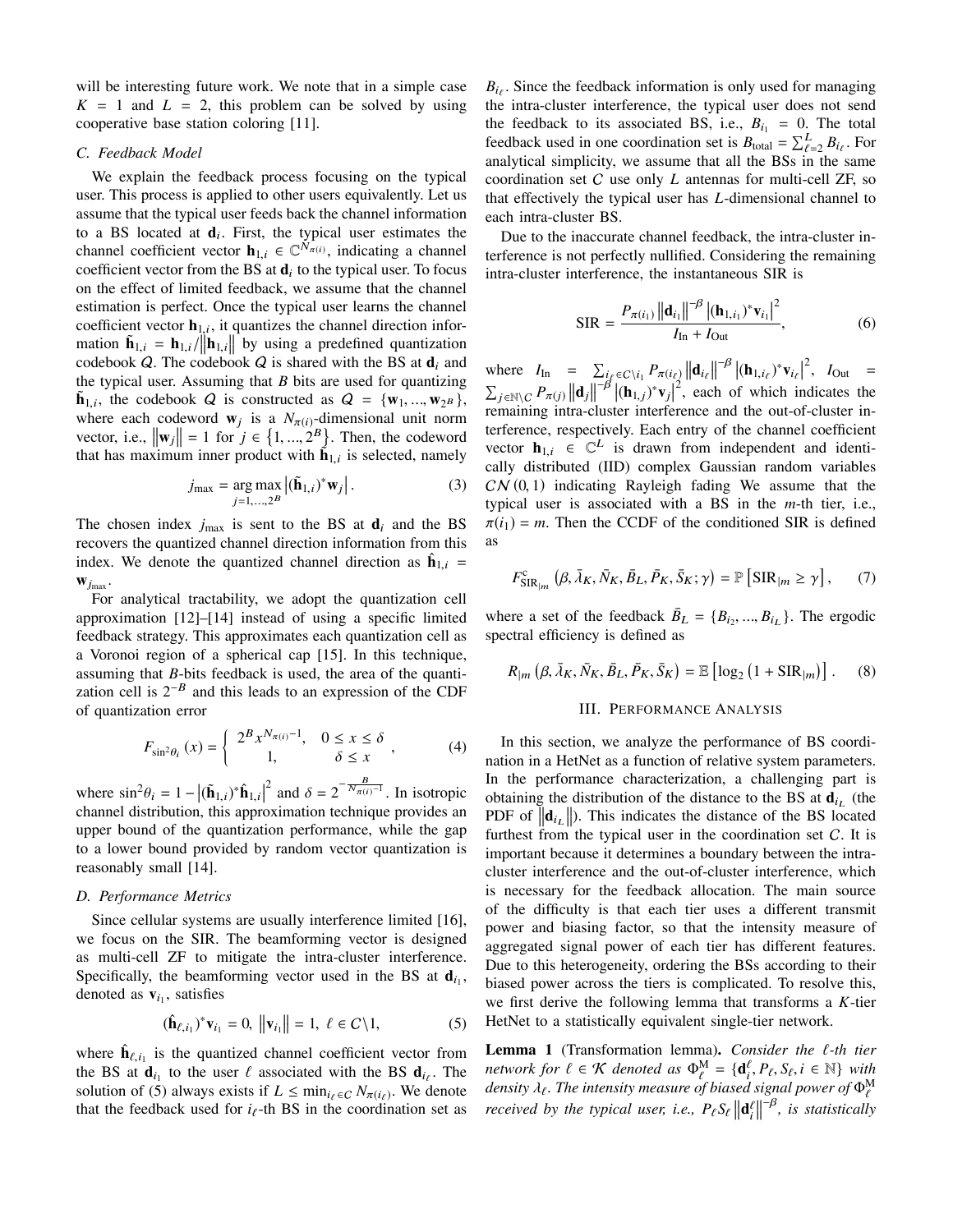will be interesting future work. We note that in a simple case $K = 1$ and $L = 2$, this problem can be solved by using cooperative base station coloring [11].

### C. Feedback Model

We explain the feedback process focusing on the typical user. This process is applied to other users equivalently. Let us assume that the typical user feeds back the channel information to a BS located at $\mathbf{d}_i$. First, the typical user estimates the channel coefficient vector $\mathbf{h}_{1,i} \in \mathbb{C}^{N_{\pi(i)}}$, indicating a channel coefficient vector from the BS at $\mathbf{d}_i$ to the typical user. To focus on the effect of limited feedback, we assume that the channel estimation is perfect. Once the typical user learns the channel coefficient vector $\mathbf{h}_{1,i}$, it quantizes the channel direction information $\tilde{\mathbf{h}}_{1,i} = \mathbf{h}_{1,i}/\left\|\mathbf{h}_{1,i}\right\|$ by using a predefined quantization codebook $\mathcal{Q}$. The codebook $\mathcal{Q}$ is shared with the BS at $\mathbf{d}_i$ and the typical user. Assuming that $B$ bits are used for quantizing $\tilde{\mathbf{h}}_{1,i}$, the codebook $\mathcal{Q}$ is constructed as $\mathcal{Q} = \{\mathbf{w}_1, ..., \mathbf{w}_{2^B}\}$, where each codeword $\mathbf{w}_j$ is a $N_{\pi(i)}$-dimensional unit norm vector, i.e., $\left\|\mathbf{w}_j\right\| = 1$ for $j \in \{1, ..., 2^B\}$. Then, the codeword that has maximum inner product with $\tilde{\mathbf{h}}_{1,i}$ is selected, namely

$$j_{\max} = \underset{j=1,...,2^B}{\arg\max} \left|(\tilde{\mathbf{h}}_{1,i})^* \mathbf{w}_j\right|. \tag{3}$$

The chosen index $j_{\max}$ is sent to the BS at $\mathbf{d}_i$ and the BS recovers the quantized channel direction information from this index. We denote the quantized channel direction as $\hat{\mathbf{h}}_{1,i} = \mathbf{w}_{j_{\max}}$.

For analytical tractability, we adopt the quantization cell approximation [12]–[14] instead of using a specific limited feedback strategy. This approximates each quantization cell as a Voronoi region of a spherical cap [15]. In this technique, assuming that $B$-bits feedback is used, the area of the quantization cell is $2^{-B}$ and this leads to an expression of the CDF of quantization error

$$F_{\sin^2\theta_i}(x) = \begin{cases} 2^B x^{N_{\pi(i)}-1}, & 0 \le x \le \delta \\ 1, & \delta \le x \end{cases}, \tag{4}$$

where $\sin^2\theta_i = 1 - \left|(\tilde{\mathbf{h}}_{1,i})^* \hat{\mathbf{h}}_{1,i}\right|^2$ and $\delta = 2^{-\frac{B}{N_{\pi(i)}-1}}$. In isotropic channel distribution, this approximation technique provides an upper bound of the quantization performance, while the gap to a lower bound provided by random vector quantization is reasonably small [14].

### D. Performance Metrics

Since cellular systems are usually interference limited [16], we focus on the SIR. The beamforming vector is designed as multi-cell ZF to mitigate the intra-cluster interference. Specifically, the beamforming vector used in the BS at $\mathbf{d}_{i_1}$, denoted as $\mathbf{v}_{i_1}$, satisfies

$$(\hat{\mathbf{h}}_{\ell,i_1})^* \mathbf{v}_{i_1} = 0, \ \left\|\mathbf{v}_{i_1}\right\| = 1, \ \ell \in \mathcal{C}\backslash 1, \tag{5}$$

where $\hat{\mathbf{h}}_{\ell,i_1}$ is the quantized channel coefficient vector from the BS at $\mathbf{d}_{i_1}$ to the user $\ell$ associated with the BS $\mathbf{d}_{i_\ell}$. The solution of (5) always exists if $L \le \min_{i_\ell \in \mathcal{C}} N_{\pi(i_\ell)}$. We denote that the feedback used for $i_\ell$-th BS in the coordination set as $B_{i_\ell}$. Since the feedback information is only used for managing the intra-cluster interference, the typical user does not send the feedback to its associated BS, i.e., $B_{i_1} = 0$. The total feedback used in one coordination set is $B_{\text{total}} = \sum_{\ell=2}^{L} B_{i_\ell}$. For analytical simplicity, we assume that all the BSs in the same coordination set $\mathcal{C}$ use only $L$ antennas for multi-cell ZF, so that effectively the typical user has $L$-dimensional channel to each intra-cluster BS.

Due to the inaccurate channel feedback, the intra-cluster interference is not perfectly nullified. Considering the remaining intra-cluster interference, the instantaneous SIR is

$$\text{SIR} = \frac{P_{\pi(i_1)} \left\|\mathbf{d}_{i_1}\right\|^{-\beta} \left|(\mathbf{h}_{1,i_1})^* \mathbf{v}_{i_1}\right|^2}{I_{\text{In}} + I_{\text{Out}}}, \tag{6}$$

where $I_{\text{In}} = \sum_{i_\ell \in \mathcal{C}\backslash i_1} P_{\pi(i_\ell)} \left\|\mathbf{d}_{i_\ell}\right\|^{-\beta} \left|(\mathbf{h}_{1,i_\ell})^* \mathbf{v}_{i_\ell}\right|^2$, $I_{\text{Out}} = \sum_{j \in \mathbb{N}\backslash \mathcal{C}} P_{\pi(j)} \left\|\mathbf{d}_j\right\|^{-\beta} \left|(\mathbf{h}_{1,j})^* \mathbf{v}_j\right|^2$, each of which indicates the remaining intra-cluster interference and the out-of-cluster interference, respectively. Each entry of the channel coefficient vector $\mathbf{h}_{1,i} \in \mathbb{C}^L$ is drawn from independent and identically distributed (IID) complex Gaussian random variables $\mathcal{CN}(0,1)$ indicating Rayleigh fading We assume that the typical user is associated with a BS in the $m$-th tier, i.e., $\pi(i_1) = m$. Then the CCDF of the conditioned SIR is defined as

$$F^{\text{c}}_{\text{SIR}_{|m}}\left(\beta, \bar{\lambda}_K, \bar{N}_K, \bar{B}_L, \bar{P}_K, \bar{S}_K; \gamma\right) = \mathbb{P}\left[\text{SIR}_{|m} \ge \gamma\right], \tag{7}$$

where a set of the feedback $\bar{B}_L = \{B_{i_2}, ..., B_{i_L}\}$. The ergodic spectral efficiency is defined as

$$R_{|m}\left(\beta, \bar{\lambda}_K, \bar{N}_K, \bar{B}_L, \bar{P}_K, \bar{S}_K\right) = \mathbb{E}\left[\log_2\left(1 + \text{SIR}_{|m}\right)\right]. \tag{8}$$

## III. Performance Analysis

In this section, we analyze the performance of BS coordination in a HetNet as a function of relative system parameters. In the performance characterization, a challenging part is obtaining the distribution of the distance to the BS at $\mathbf{d}_{i_L}$ (the PDF of $\left\|\mathbf{d}_{i_L}\right\|$). This indicates the distance of the BS located furthest from the typical user in the coordination set $\mathcal{C}$. It is important because it determines a boundary between the intra-cluster interference and the out-of-cluster interference, which is necessary for the feedback allocation. The main source of the difficulty is that each tier uses a different transmit power and biasing factor, so that the intensity measure of aggregated signal power of each tier has different features. Due to this heterogeneity, ordering the BSs according to their biased power across the tiers is complicated. To resolve this, we first derive the following lemma that transforms a $K$-tier HetNet to a statistically equivalent single-tier network.

**Lemma 1** (Transformation lemma)**.** *Consider the $\ell$-th tier network for $\ell \in \mathcal{K}$ denoted as $\Phi^{\text{M}}_{\ell} = \{\mathbf{d}^{\ell}_i, P_\ell, S_\ell, i \in \mathbb{N}\}$ with density $\lambda_\ell$. The intensity measure of biased signal power of $\Phi^{\text{M}}_{\ell}$ received by the typical user, i.e., $P_\ell S_\ell \left\|\mathbf{d}^{\ell}_i\right\|^{-\beta}$, is statistically*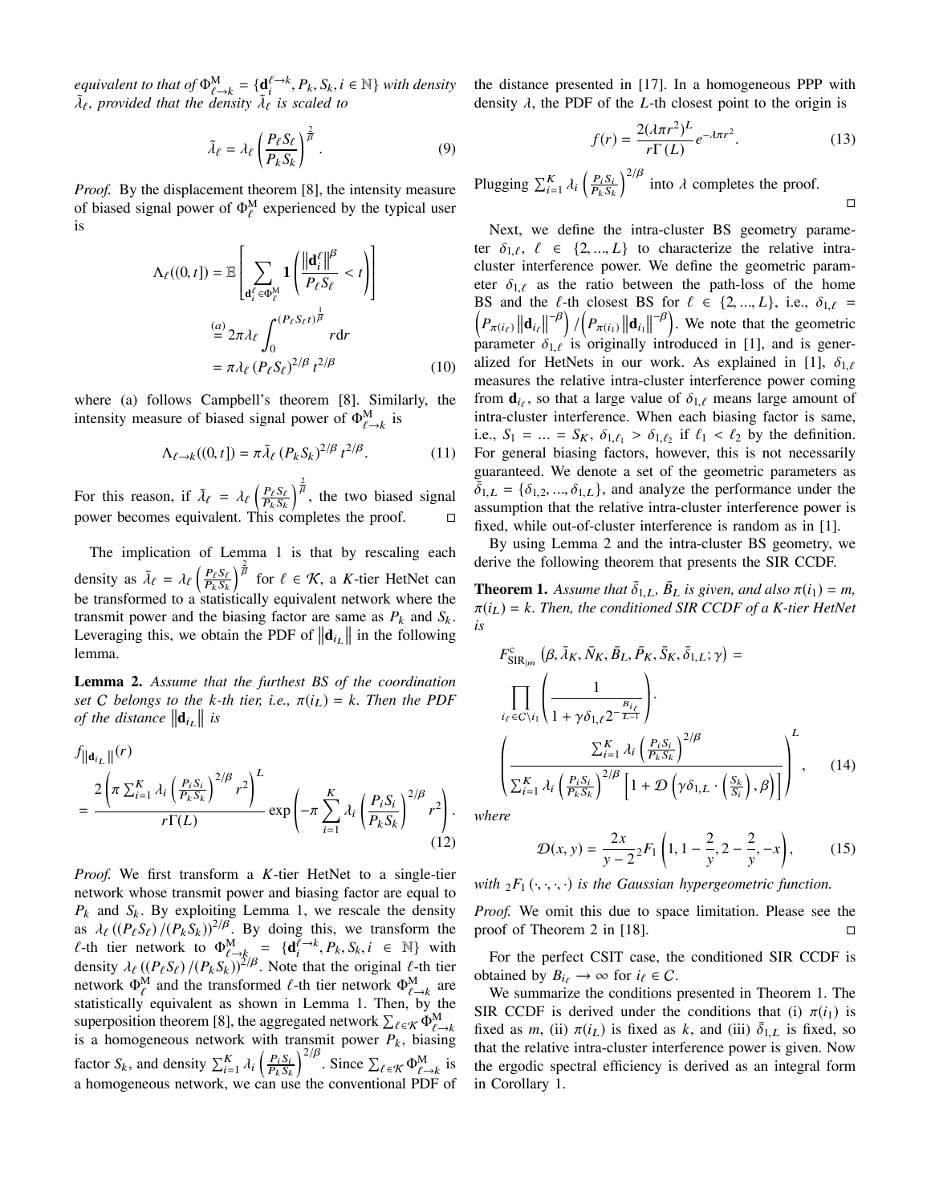*equivalent to that of $\Phi^{\mathrm{M}}_{\ell\to k} = \{\mathbf{d}_i^{\ell\to k}, P_k, S_k, i \in \mathbb{N}\}$ with density $\tilde{\lambda}_\ell$, provided that the density $\tilde{\lambda}_\ell$ is scaled to*

$$\tilde{\lambda}_\ell = \lambda_\ell \left(\frac{P_\ell S_\ell}{P_k S_k}\right)^{\frac{2}{\beta}}. \tag{9}$$

*Proof.* By the displacement theorem [8], the intensity measure of biased signal power of $\Phi^{\mathrm{M}}_\ell$ experienced by the typical user is

$$\begin{aligned}\Lambda_\ell((0,t]) &= \mathbb{E}\left[\sum_{\mathbf{d}_i^\ell \in \Phi_\ell^{\mathrm{M}}} \mathbf{1}\left(\frac{\left\|\mathbf{d}_i^\ell\right\|^\beta}{P_\ell S_\ell} < t\right)\right] \\ &\overset{(a)}{=} 2\pi\lambda_\ell \int_0^{(P_\ell S_\ell t)^{\frac{1}{\beta}}} r \mathrm{d}r \\ &= \pi\lambda_\ell \left(P_\ell S_\ell\right)^{2/\beta} t^{2/\beta}\end{aligned} \tag{10}$$

where (a) follows Campbell's theorem [8]. Similarly, the intensity measure of biased signal power of $\Phi^{\mathrm{M}}_{\ell\to k}$ is

$$\Lambda_{\ell\to k}((0,t]) = \pi\tilde{\lambda}_\ell \left(P_k S_k\right)^{2/\beta} t^{2/\beta}. \tag{11}$$

For this reason, if $\tilde{\lambda}_\ell = \lambda_\ell \left(\frac{P_\ell S_\ell}{P_k S_k}\right)^{\frac{2}{\beta}}$, the two biased signal power becomes equivalent. This completes the proof. $\square$

The implication of Lemma 1 is that by rescaling each density as $\tilde{\lambda}_\ell = \lambda_\ell \left(\frac{P_\ell S_\ell}{P_k S_k}\right)^{\frac{2}{\beta}}$ for $\ell \in \mathcal{K}$, a $K$-tier HetNet can be transformed to a statistically equivalent network where the transmit power and the biasing factor are same as $P_k$ and $S_k$. Leveraging this, we obtain the PDF of $\left\|\mathbf{d}_{i_L}\right\|$ in the following lemma.

**Lemma 2.** *Assume that the furthest BS of the coordination set $\mathcal{C}$ belongs to the $k$-th tier, i.e., $\pi(i_L) = k$. Then the PDF of the distance $\left\|\mathbf{d}_{i_L}\right\|$ is*

$$f_{\left\|\mathbf{d}_{i_L}\right\|}(r) = \frac{2\left(\pi\sum_{i=1}^K \lambda_i \left(\frac{P_i S_i}{P_k S_k}\right)^{2/\beta} r^2\right)^L}{r\Gamma(L)} \exp\left(-\pi\sum_{i=1}^K \lambda_i \left(\frac{P_i S_i}{P_k S_k}\right)^{2/\beta} r^2\right). \tag{12}$$

*Proof.* We first transform a $K$-tier HetNet to a single-tier network whose transmit power and biasing factor are equal to $P_k$ and $S_k$. By exploiting Lemma 1, we rescale the density as $\lambda_\ell \left(\left(P_\ell S_\ell\right)/\left(P_k S_k\right)\right)^{2/\beta}$. By doing this, we transform the $\ell$-th tier network to $\Phi^{\mathrm{M}}_{\ell\to k} = \{\mathbf{d}_i^{\ell\to k}, P_k, S_k, i \in \mathbb{N}\}$ with density $\lambda_\ell \left(\left(P_\ell S_\ell\right)/\left(P_k S_k\right)\right)^{2/\beta}$. Note that the original $\ell$-th tier network $\Phi^{\mathrm{M}}_\ell$ and the transformed $\ell$-th tier network $\Phi^{\mathrm{M}}_{\ell\to k}$ are statistically equivalent as shown in Lemma 1. Then, by the superposition theorem [8], the aggregated network $\sum_{\ell\in\mathcal{K}} \Phi^{\mathrm{M}}_{\ell\to k}$ is a homogeneous network with transmit power $P_k$, biasing factor $S_k$, and density $\sum_{i=1}^K \lambda_i \left(\frac{P_i S_i}{P_k S_k}\right)^{2/\beta}$. Since $\sum_{\ell\in\mathcal{K}} \Phi^{\mathrm{M}}_{\ell\to k}$ is a homogeneous network, we can use the conventional PDF of the distance presented in [17]. In a homogeneous PPP with density $\lambda$, the PDF of the $L$-th closest point to the origin is

$$f(r) = \frac{2(\lambda\pi r^2)^L}{r\Gamma(L)} e^{-\lambda\pi r^2}. \tag{13}$$

Plugging $\sum_{i=1}^K \lambda_i \left(\frac{P_i S_i}{P_k S_k}\right)^{2/\beta}$ into $\lambda$ completes the proof. $\square$

Next, we define the intra-cluster BS geometry parameter $\delta_{1,\ell}$, $\ell \in \{2, ..., L\}$ to characterize the relative intra-cluster interference power. We define the geometric parameter $\delta_{1,\ell}$ as the ratio between the path-loss of the home BS and the $\ell$-th closest BS for $\ell \in \{2, ..., L\}$, i.e., $\delta_{1,\ell} = \left(P_{\pi(i_\ell)}\left\|\mathbf{d}_{i_\ell}\right\|^{-\beta}\right)/\left(P_{\pi(i_1)}\left\|\mathbf{d}_{i_1}\right\|^{-\beta}\right)$. We note that the geometric parameter $\delta_{1,\ell}$ is originally introduced in [1], and is generalized for HetNets in our work. As explained in [1], $\delta_{1,\ell}$ measures the relative intra-cluster interference power coming from $\mathbf{d}_{i_\ell}$, so that a large value of $\delta_{1,\ell}$ means large amount of intra-cluster interference. When each biasing factor is same, i.e., $S_1 = ... = S_K$, $\delta_{1,\ell_1} > \delta_{1,\ell_2}$ if $\ell_1 < \ell_2$ by the definition. For general biasing factors, however, this is not necessarily guaranteed. We denote a set of the geometric parameters as $\bar{\delta}_{1,L} = \{\delta_{1,2}, ..., \delta_{1,L}\}$, and analyze the performance under the assumption that the relative intra-cluster interference power is fixed, while out-of-cluster interference is random as in [1].

By using Lemma 2 and the intra-cluster BS geometry, we derive the following theorem that presents the SIR CCDF.

**Theorem 1.** *Assume that $\bar{\delta}_{1,L}$, $\bar{B}_L$ is given, and also $\pi(i_1) = m$, $\pi(i_L) = k$. Then, the conditioned SIR CCDF of a $K$-tier HetNet is*

$$\begin{aligned}&F^{\mathrm{c}}_{\mathrm{SIR}|m}\left(\beta, \bar{\lambda}_K, \bar{N}_K, \bar{B}_L, \bar{P}_K, \bar{S}_K, \bar{\delta}_{1,L}; \gamma\right) = \\ &\prod_{i_\ell \in \mathcal{C}\setminus i_1}\left(\frac{1}{1+\gamma\delta_{1,\ell}2^{-\frac{B_{i_\ell}}{L-1}}}\right) \cdot \\ &\left(\frac{\sum_{i=1}^K \lambda_i \left(\frac{P_i S_i}{P_k S_k}\right)^{2/\beta}}{\sum_{i=1}^K \lambda_i \left(\frac{P_i S_i}{P_k S_k}\right)^{2/\beta}\left[1+\mathcal{D}\left(\gamma\delta_{1,L}\cdot\left(\frac{S_k}{S_i}\right),\beta\right)\right]}\right)^L,\end{aligned} \tag{14}$$

*where*

$$\mathcal{D}(x,y) = \frac{2x}{y-2}{}_2F_1\left(1, 1-\frac{2}{y}, 2-\frac{2}{y}, -x\right), \tag{15}$$

*with ${}_2F_1(\cdot,\cdot,\cdot,\cdot)$ is the Gaussian hypergeometric function.*

*Proof.* We omit this due to space limitation. Please see the proof of Theorem 2 in [18]. $\square$

For the perfect CSIT case, the conditioned SIR CCDF is obtained by $B_{i_\ell} \to \infty$ for $i_\ell \in \mathcal{C}$.

We summarize the conditions presented in Theorem 1. The SIR CCDF is derived under the conditions that (i) $\pi(i_1)$ is fixed as $m$, (ii) $\pi(i_L)$ is fixed as $k$, and (iii) $\bar{\delta}_{1,L}$ is fixed, so that the relative intra-cluster interference power is given. Now the ergodic spectral efficiency is derived as an integral form in Corollary 1.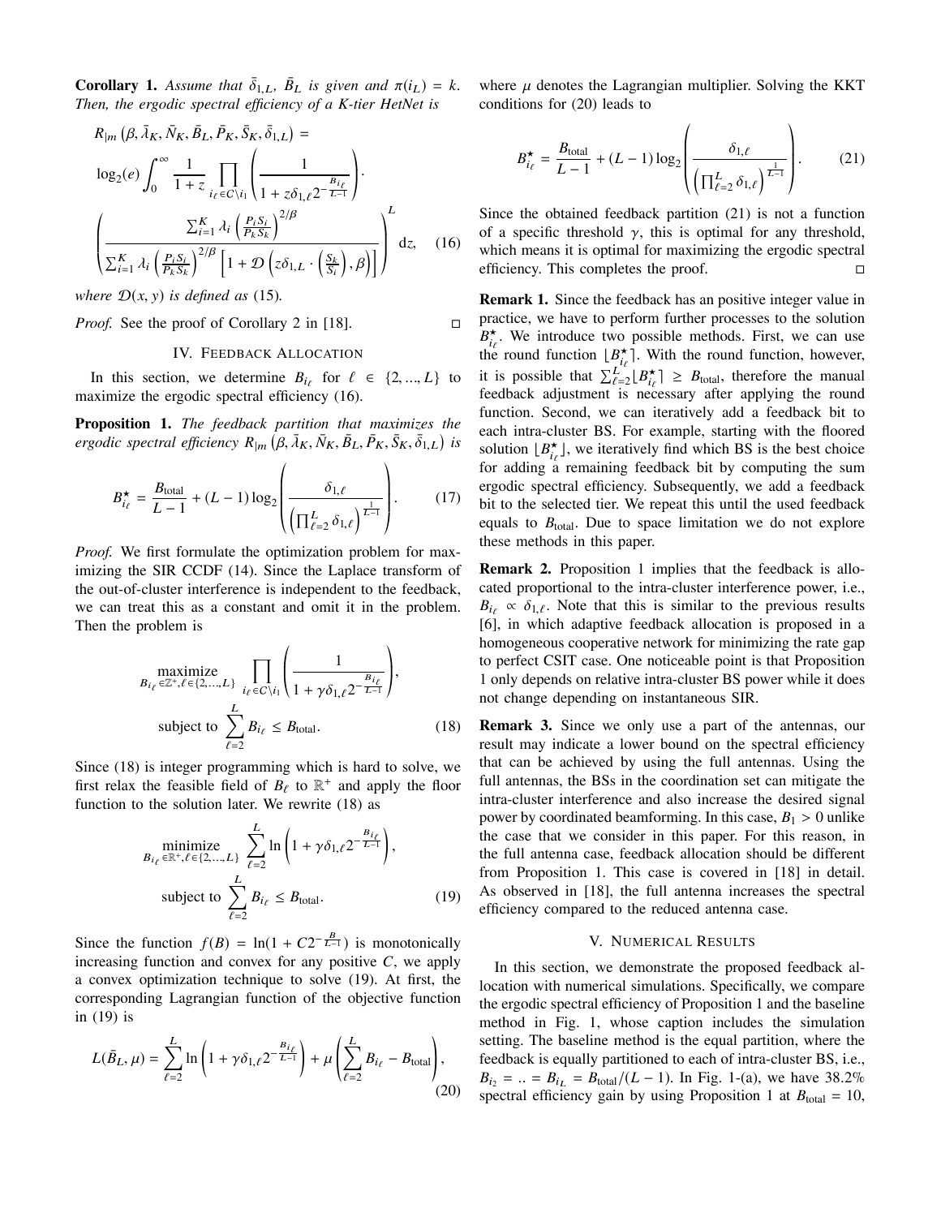**Corollary 1.** *Assume that $\bar{\delta}_{1,L}$, $\bar{B}_L$ is given and $\pi(i_L) = k$. Then, the ergodic spectral efficiency of a K-tier HetNet is*

$$
\begin{aligned}
&R_{|m}\left(\beta, \bar{\lambda}_K, \bar{N}_K, \bar{B}_L, \bar{P}_K, \bar{S}_K, \bar{\delta}_{1,L}\right) = \\
&\log_2(e) \int_0^\infty \frac{1}{1+z} \prod_{i_\ell \in \mathcal{C}\setminus i_1} \left( \frac{1}{1 + z\delta_{1,\ell} 2^{-\frac{B_{i_\ell}}{L-1}}} \right) \cdot \\
&\left( \frac{\sum_{i=1}^K \lambda_i \left(\frac{P_i S_i}{P_k S_k}\right)^{2/\beta}}{\sum_{i=1}^K \lambda_i \left(\frac{P_i S_i}{P_k S_k}\right)^{2/\beta} \left[1 + \mathcal{D}\left(z\delta_{1,L} \cdot \left(\frac{S_k}{S_i}\right), \beta\right)\right]} \right)^L \mathrm{d}z, \quad (16)
\end{aligned}
$$

*where $\mathcal{D}(x, y)$ is defined as* (15).

*Proof.* See the proof of Corollary 2 in [18]. □

## IV. Feedback Allocation

In this section, we determine $B_{i_\ell}$ for $\ell \in \{2, ..., L\}$ to maximize the ergodic spectral efficiency (16).

**Proposition 1.** *The feedback partition that maximizes the ergodic spectral efficiency $R_{|m}\left(\beta, \bar{\lambda}_K, \bar{N}_K, \bar{B}_L, \bar{P}_K, \bar{S}_K, \bar{\delta}_{1,L}\right)$ is*

$$
B^\star_{i_\ell} = \frac{B_{\text{total}}}{L-1} + (L-1)\log_2\left( \frac{\delta_{1,\ell}}{\left(\prod_{\ell=2}^L \delta_{1,\ell}\right)^{\frac{1}{L-1}}} \right). \quad (17)
$$

*Proof.* We first formulate the optimization problem for maximizing the SIR CCDF (14). Since the Laplace transform of the out-of-cluster interference is independent to the feedback, we can treat this as a constant and omit it in the problem. Then the problem is

$$
\begin{aligned}
&\underset{B_{i_\ell} \in \mathbb{Z}^+, \ell \in \{2,...,L\}}{\text{maximize}} \prod_{i_\ell \in \mathcal{C}\setminus i_1} \left( \frac{1}{1 + \gamma\delta_{1,\ell} 2^{-\frac{B_{i_\ell}}{L-1}}} \right), \\
&\text{subject to } \sum_{\ell=2}^L B_{i_\ell} \le B_{\text{total}}. \quad (18)
\end{aligned}
$$

Since (18) is integer programming which is hard to solve, we first relax the feasible field of $B_\ell$ to $\mathbb{R}^+$ and apply the floor function to the solution later. We rewrite (18) as

$$
\begin{aligned}
&\underset{B_{i_\ell} \in \mathbb{R}^+, \ell \in \{2,...,L\}}{\text{minimize}} \sum_{\ell=2}^L \ln\left(1 + \gamma\delta_{1,\ell} 2^{-\frac{B_{i_\ell}}{L-1}}\right), \\
&\text{subject to } \sum_{\ell=2}^L B_{i_\ell} \le B_{\text{total}}. \quad (19)
\end{aligned}
$$

Since the function $f(B) = \ln(1 + C2^{-\frac{B}{L-1}})$ is monotonically increasing function and convex for any positive $C$, we apply a convex optimization technique to solve (19). At first, the corresponding Lagrangian function of the objective function in (19) is

$$
L(\bar{B}_L, \mu) = \sum_{\ell=2}^L \ln\left(1 + \gamma\delta_{1,\ell} 2^{-\frac{B_{i_\ell}}{L-1}}\right) + \mu\left(\sum_{\ell=2}^L B_{i_\ell} - B_{\text{total}}\right), \quad (20)
$$

where $\mu$ denotes the Lagrangian multiplier. Solving the KKT conditions for (20) leads to

$$
B^\star_{i_\ell} = \frac{B_{\text{total}}}{L-1} + (L-1)\log_2\left( \frac{\delta_{1,\ell}}{\left(\prod_{\ell=2}^L \delta_{1,\ell}\right)^{\frac{1}{L-1}}} \right). \quad (21)
$$

Since the obtained feedback partition (21) is not a function of a specific threshold $\gamma$, this is optimal for any threshold, which means it is optimal for maximizing the ergodic spectral efficiency. This completes the proof. □

**Remark 1.** Since the feedback has an positive integer value in practice, we have to perform further processes to the solution $B^\star_{i_\ell}$. We introduce two possible methods. First, we can use the round function $\lfloor B^\star_{i_\ell} \rceil$. With the round function, however, it is possible that $\sum_{\ell=2}^L \lfloor B^\star_{i_\ell} \rceil \ge B_{\text{total}}$, therefore the manual feedback adjustment is necessary after applying the round function. Second, we can iteratively add a feedback bit to each intra-cluster BS. For example, starting with the floored solution $\lfloor B^\star_{i_\ell} \rfloor$, we iteratively find which BS is the best choice for adding a remaining feedback bit by computing the sum ergodic spectral efficiency. Subsequently, we add a feedback bit to the selected tier. We repeat this until the used feedback equals to $B_{\text{total}}$. Due to space limitation we do not explore these methods in this paper.

**Remark 2.** Proposition 1 implies that the feedback is allocated proportional to the intra-cluster interference power, i.e., $B_{i_\ell} \propto \delta_{1,\ell}$. Note that this is similar to the previous results [6], in which adaptive feedback allocation is proposed in a homogeneous cooperative network for minimizing the rate gap to perfect CSIT case. One noticeable point is that Proposition 1 only depends on relative intra-cluster BS power while it does not change depending on instantaneous SIR.

**Remark 3.** Since we only use a part of the antennas, our result may indicate a lower bound on the spectral efficiency that can be achieved by using the full antennas. Using the full antennas, the BSs in the coordination set can mitigate the intra-cluster interference and also increase the desired signal power by coordinated beamforming. In this case, $B_1 > 0$ unlike the case that we consider in this paper. For this reason, in the full antenna case, feedback allocation should be different from Proposition 1. This case is covered in [18] in detail. As observed in [18], the full antenna increases the spectral efficiency compared to the reduced antenna case.

## V. Numerical Results

In this section, we demonstrate the proposed feedback allocation with numerical simulations. Specifically, we compare the ergodic spectral efficiency of Proposition 1 and the baseline method in Fig. 1, whose caption includes the simulation setting. The baseline method is the equal partition, where the feedback is equally partitioned to each of intra-cluster BS, i.e., $B_{i_2} = .. = B_{i_L} = B_{\text{total}}/(L-1)$. In Fig. 1-(a), we have 38.2% spectral efficiency gain by using Proposition 1 at $B_{\text{total}} = 10$,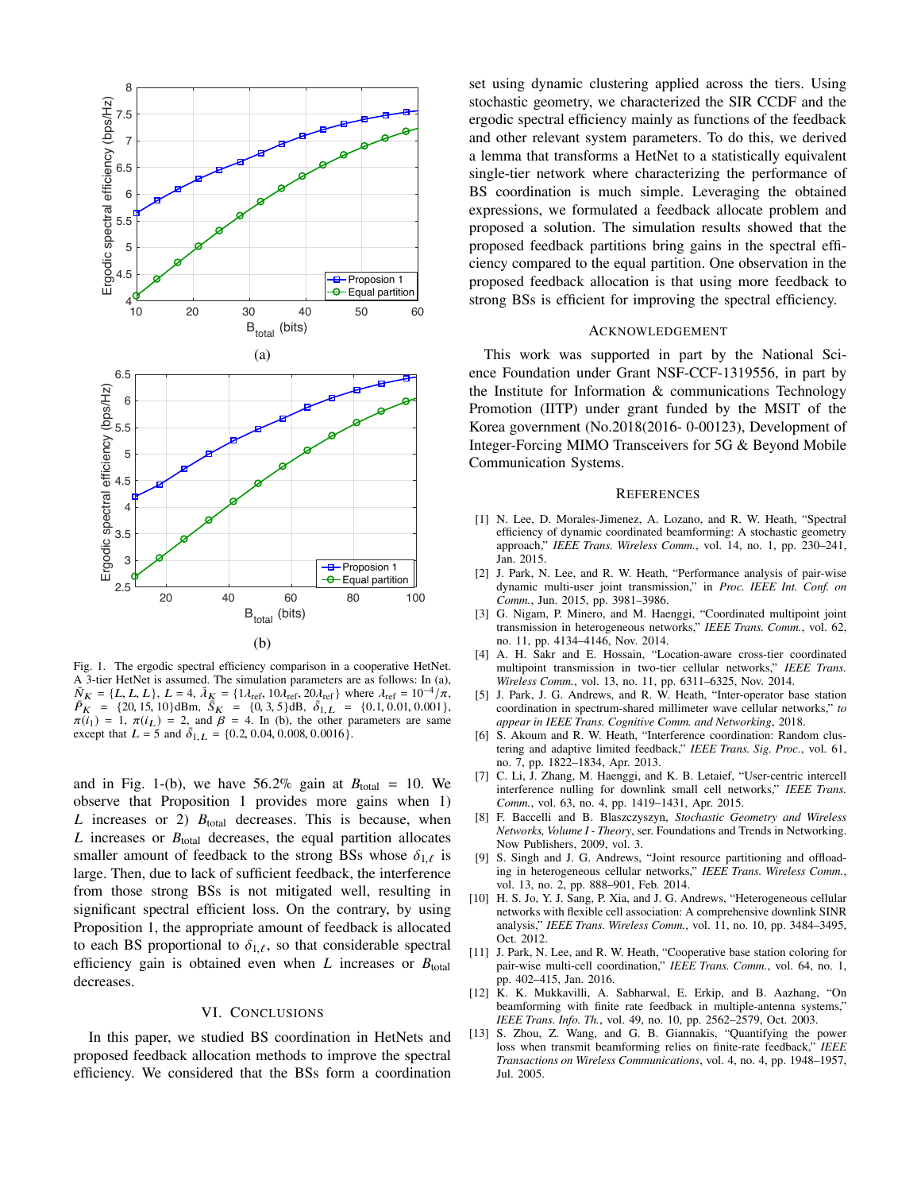Fig. 1. The ergodic spectral efficiency comparison in a cooperative HetNet. A 3-tier HetNet is assumed. The simulation parameters are as follows: In (a), $\bar{N}_K = \{L, L, L\}$, $L = 4$, $\bar{\lambda}_K = \{1\lambda_{\text{ref}}, 10\lambda_{\text{ref}}, 20\lambda_{\text{ref}}\}$ where $\lambda_{\text{ref}} = 10^{-4}/\pi$, $\bar{P}_K = \{20, 15, 10\}$dBm, $\bar{S}_K = \{0, 3, 5\}$dB, $\bar{\delta}_{1,L} = \{0.1, 0.01, 0.001\}$, $\pi(i_1) = 1$, $\pi(i_L) = 2$, and $\beta = 4$. In (b), the other parameters are same except that $L = 5$ and $\bar{\delta}_{1,L} = \{0.2, 0.04, 0.008, 0.0016\}$.

and in Fig. 1-(b), we have 56.2% gain at $B_{\text{total}} = 10$. We observe that Proposition 1 provides more gains when 1) $L$ increases or 2) $B_{\text{total}}$ decreases. This is because, when $L$ increases or $B_{\text{total}}$ decreases, the equal partition allocates smaller amount of feedback to the strong BSs whose $\delta_{1,\ell}$ is large. Then, due to lack of sufficient feedback, the interference from those strong BSs is not mitigated well, resulting in significant spectral efficient loss. On the contrary, by using Proposition 1, the appropriate amount of feedback is allocated to each BS proportional to $\delta_{1,\ell}$, so that considerable spectral efficiency gain is obtained even when $L$ increases or $B_{\text{total}}$ decreases.

## VI. Conclusions

In this paper, we studied BS coordination in HetNets and proposed feedback allocation methods to improve the spectral efficiency. We considered that the BSs form a coordination set using dynamic clustering applied across the tiers. Using stochastic geometry, we characterized the SIR CCDF and the ergodic spectral efficiency mainly as functions of the feedback and other relevant system parameters. To do this, we derived a lemma that transforms a HetNet to a statistically equivalent single-tier network where characterizing the performance of BS coordination is much simple. Leveraging the obtained expressions, we formulated a feedback allocate problem and proposed a solution. The simulation results showed that the proposed feedback partitions bring gains in the spectral efficiency compared to the equal partition. One observation in the proposed feedback allocation is that using more feedback to strong BSs is efficient for improving the spectral efficiency.

## Acknowledgement

This work was supported in part by the National Science Foundation under Grant NSF-CCF-1319556, in part by the Institute for Information & communications Technology Promotion (IITP) under grant funded by the MSIT of the Korea government (No.2018(2016- 0-00123), Development of Integer-Forcing MIMO Transceivers for 5G & Beyond Mobile Communication Systems.

## References

[1] N. Lee, D. Morales-Jimenez, A. Lozano, and R. W. Heath, "Spectral efficiency of dynamic coordinated beamforming: A stochastic geometry approach," *IEEE Trans. Wireless Comm.*, vol. 14, no. 1, pp. 230–241, Jan. 2015.

[2] J. Park, N. Lee, and R. W. Heath, "Performance analysis of pair-wise dynamic multi-user joint transmission," in *Proc. IEEE Int. Conf. on Comm.*, Jun. 2015, pp. 3981–3986.

[3] G. Nigam, P. Minero, and M. Haenggi, "Coordinated multipoint joint transmission in heterogeneous networks," *IEEE Trans. Comm.*, vol. 62, no. 11, pp. 4134–4146, Nov. 2014.

[4] A. H. Sakr and E. Hossain, "Location-aware cross-tier coordinated multipoint transmission in two-tier cellular networks," *IEEE Trans. Wireless Comm.*, vol. 13, no. 11, pp. 6311–6325, Nov. 2014.

[5] J. Park, J. G. Andrews, and R. W. Heath, "Inter-operator base station coordination in spectrum-shared millimeter wave cellular networks," *to appear in IEEE Trans. Cognitive Comm. and Networking*, 2018.

[6] S. Akoum and R. W. Heath, "Interference coordination: Random clustering and adaptive limited feedback," *IEEE Trans. Sig. Proc.*, vol. 61, no. 7, pp. 1822–1834, Apr. 2013.

[7] C. Li, J. Zhang, M. Haenggi, and K. B. Letaief, "User-centric intercell interference nulling for downlink small cell networks," *IEEE Trans. Comm.*, vol. 63, no. 4, pp. 1419–1431, Apr. 2015.

[8] F. Baccelli and B. Blaszczyszyn, *Stochastic Geometry and Wireless Networks, Volume I - Theory*, ser. Foundations and Trends in Networking. Now Publishers, 2009, vol. 3.

[9] S. Singh and J. G. Andrews, "Joint resource partitioning and offloading in heterogeneous cellular networks," *IEEE Trans. Wireless Comm.*, vol. 13, no. 2, pp. 888–901, Feb. 2014.

[10] H. S. Jo, Y. J. Sang, P. Xia, and J. G. Andrews, "Heterogeneous cellular networks with flexible cell association: A comprehensive downlink SINR analysis," *IEEE Trans. Wireless Comm.*, vol. 11, no. 10, pp. 3484–3495, Oct. 2012.

[11] J. Park, N. Lee, and R. W. Heath, "Cooperative base station coloring for pair-wise multi-cell coordination," *IEEE Trans. Comm.*, vol. 64, no. 1, pp. 402–415, Jan. 2016.

[12] K. K. Mukkavilli, A. Sabharwal, E. Erkip, and B. Aazhang, "On beamforming with finite rate feedback in multiple-antenna systems," *IEEE Trans. Info. Th.*, vol. 49, no. 10, pp. 2562–2579, Oct. 2003.

[13] S. Zhou, Z. Wang, and G. B. Giannakis, "Quantifying the power loss when transmit beamforming relies on finite-rate feedback," *IEEE Transactions on Wireless Communications*, vol. 4, no. 4, pp. 1948–1957, Jul. 2005.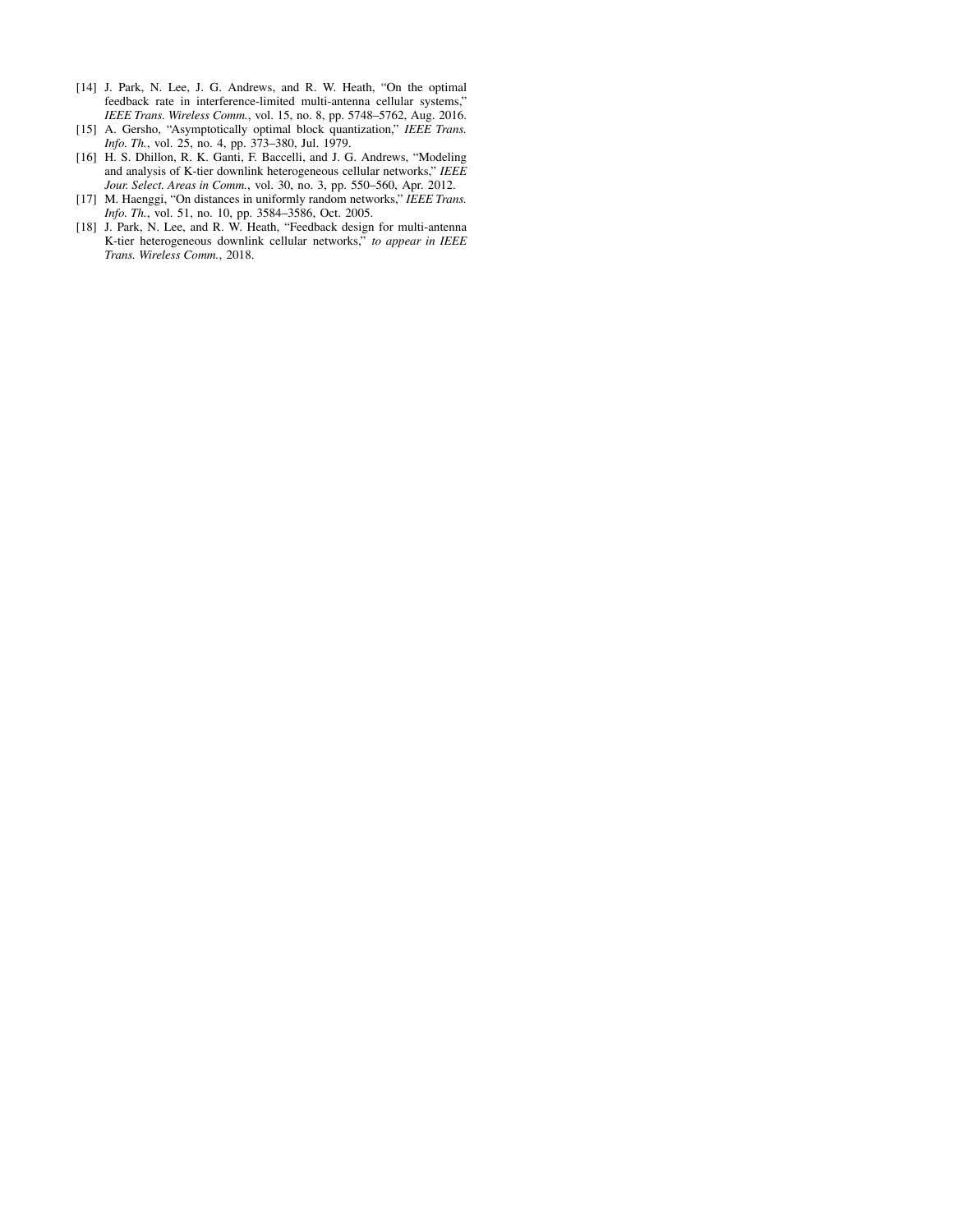[14] J. Park, N. Lee, J. G. Andrews, and R. W. Heath, "On the optimal feedback rate in interference-limited multi-antenna cellular systems," *IEEE Trans. Wireless Comm.*, vol. 15, no. 8, pp. 5748–5762, Aug. 2016.

[15] A. Gersho, "Asymptotically optimal block quantization," *IEEE Trans. Info. Th.*, vol. 25, no. 4, pp. 373–380, Jul. 1979.

[16] H. S. Dhillon, R. K. Ganti, F. Baccelli, and J. G. Andrews, "Modeling and analysis of K-tier downlink heterogeneous cellular networks," *IEEE Jour. Select. Areas in Comm.*, vol. 30, no. 3, pp. 550–560, Apr. 2012.

[17] M. Haenggi, "On distances in uniformly random networks," *IEEE Trans. Info. Th.*, vol. 51, no. 10, pp. 3584–3586, Oct. 2005.

[18] J. Park, N. Lee, and R. W. Heath, "Feedback design for multi-antenna K-tier heterogeneous downlink cellular networks," *to appear in IEEE Trans. Wireless Comm.*, 2018.